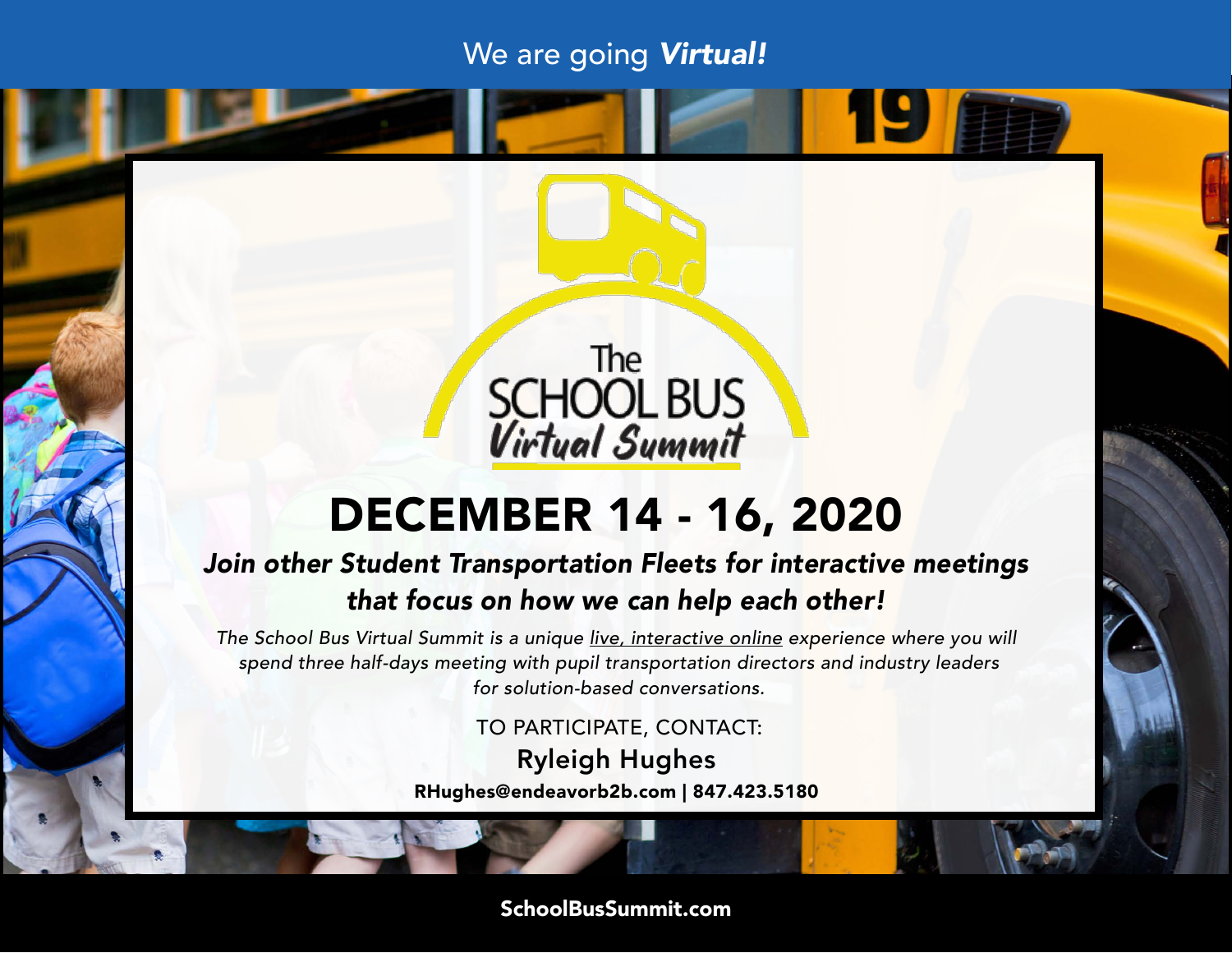We are going ***Virtual!***

# The SCHOOL BUS *Virtual Summit*

# DECEMBER 14 - 16, 2020

***Join other Student Transportation Fleets for interactive meetings that focus on how we can help each other!***

*The School Bus Virtual Summit is a unique live, interactive online experience where you will spend three half-days meeting with pupil transportation directors and industry leaders for solution-based conversations.*

TO PARTICIPATE, CONTACT:

Ryleigh Hughes

**RHughes@endeavorb2b.com | 847.423.5180**

**SchoolBusSummit.com**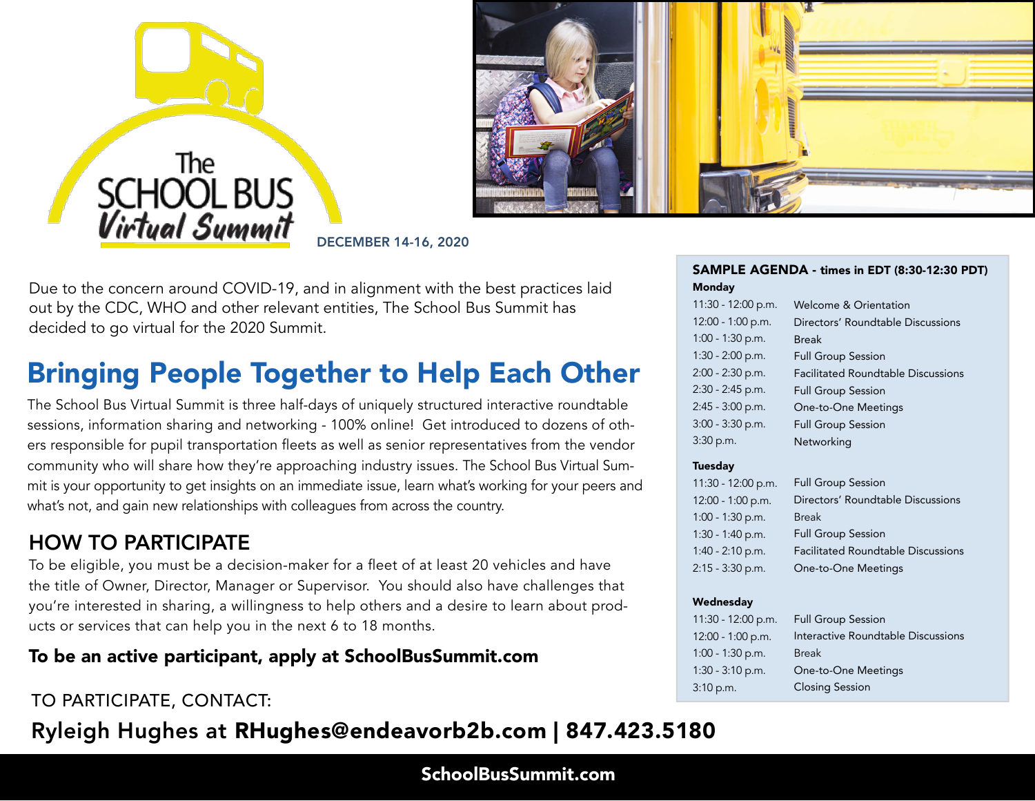# The SCHOOL BUS *Virtual Summit*

**DECEMBER 14-16, 2020**

Due to the concern around COVID-19, and in alignment with the best practices laid out by the CDC, WHO and other relevant entities, The School Bus Summit has decided to go virtual for the 2020 Summit.

## Bringing People Together to Help Each Other

The School Bus Virtual Summit is three half-days of uniquely structured interactive roundtable sessions, information sharing and networking - 100% online! Get introduced to dozens of others responsible for pupil transportation fleets as well as senior representatives from the vendor community who will share how they're approaching industry issues. The School Bus Virtual Summit is your opportunity to get insights on an immediate issue, learn what's working for your peers and what's not, and gain new relationships with colleagues from across the country.

## HOW TO PARTICIPATE

To be eligible, you must be a decision-maker for a fleet of at least 20 vehicles and have the title of Owner, Director, Manager or Supervisor. You should also have challenges that you're interested in sharing, a willingness to help others and a desire to learn about products or services that can help you in the next 6 to 18 months.

**To be an active participant, apply at SchoolBusSummit.com**

TO PARTICIPATE, CONTACT:

**Ryleigh Hughes at RHughes@endeavorb2b.com | 847.423.5180**

### SAMPLE AGENDA - times in EDT (8:30-12:30 PDT)

**Monday**

| | |
|---|---|
| 11:30 - 12:00 p.m. | Welcome & Orientation |
| 12:00 - 1:00 p.m. | Directors' Roundtable Discussions |
| 1:00 - 1:30 p.m. | Break |
| 1:30 - 2:00 p.m. | Full Group Session |
| 2:00 - 2:30 p.m. | Facilitated Roundtable Discussions |
| 2:30 - 2:45 p.m. | Full Group Session |
| 2:45 - 3:00 p.m. | One-to-One Meetings |
| 3:00 - 3:30 p.m. | Full Group Session |
| 3:30 p.m. | Networking |

**Tuesday**

| | |
|---|---|
| 11:30 - 12:00 p.m. | Full Group Session |
| 12:00 - 1:00 p.m. | Directors' Roundtable Discussions |
| 1:00 - 1:30 p.m. | Break |
| 1:30 - 1:40 p.m. | Full Group Session |
| 1:40 - 2:10 p.m. | Facilitated Roundtable Discussions |
| 2:15 - 3:30 p.m. | One-to-One Meetings |

**Wednesday**

| | |
|---|---|
| 11:30 - 12:00 p.m. | Full Group Session |
| 12:00 - 1:00 p.m. | Interactive Roundtable Discussions |
| 1:00 - 1:30 p.m. | Break |
| 1:30 - 3:10 p.m. | One-to-One Meetings |
| 3:10 p.m. | Closing Session |

**SchoolBusSummit.com**